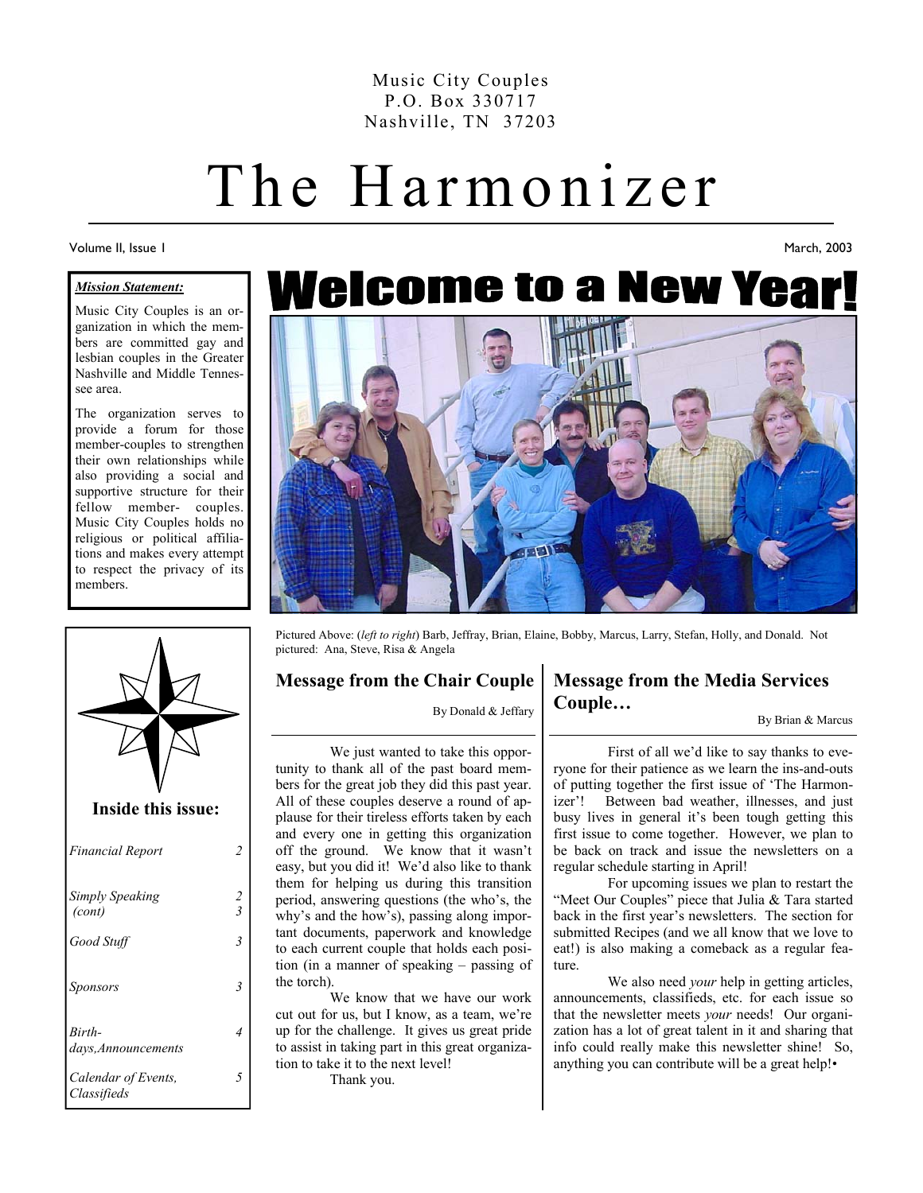Music City Couples
P.O. Box 330717
Nashville, TN 37203

# The Harmonizer

Volume II, Issue 1 — March, 2003

***Mission Statement:***

Music City Couples is an organization in which the members are committed gay and lesbian couples in the Greater Nashville and Middle Tennessee area.

The organization serves to provide a forum for those member-couples to strengthen their own relationships while also providing a social and supportive structure for their fellow member- couples. Music City Couples holds no religious or political affiliations and makes every attempt to respect the privacy of its members.

**Inside this issue:**

| | |
|---|---|
| *Financial Report* | 2 |
| *Simply Speaking (cont)* | 2 3 |
| *Good Stuff* | 3 |
| *Sponsors* | 3 |
| *Birthdays,Announcements* | 4 |
| *Calendar of Events, Classifieds* | 5 |

## Welcome to a New Year!

Pictured Above: (*left to right*) Barb, Jeffray, Brian, Elaine, Bobby, Marcus, Larry, Stefan, Holly, and Donald. Not pictured: Ana, Steve, Risa & Angela

### Message from the Chair Couple

By Donald & Jeffary

We just wanted to take this opportunity to thank all of the past board members for the great job they did this past year. All of these couples deserve a round of applause for their tireless efforts taken by each and every one in getting this organization off the ground. We know that it wasn't easy, but you did it! We'd also like to thank them for helping us during this transition period, answering questions (the who's, the why's and the how's), passing along important documents, paperwork and knowledge to each current couple that holds each position (in a manner of speaking – passing of the torch).

We know that we have our work cut out for us, but I know, as a team, we're up for the challenge. It gives us great pride to assist in taking part in this great organization to take it to the next level!

Thank you.

### Message from the Media Services Couple…

By Brian & Marcus

First of all we'd like to say thanks to everyone for their patience as we learn the ins-and-outs of putting together the first issue of 'The Harmonizer'! Between bad weather, illnesses, and just busy lives in general it's been tough getting this first issue to come together. However, we plan to be back on track and issue the newsletters on a regular schedule starting in April!

For upcoming issues we plan to restart the "Meet Our Couples" piece that Julia & Tara started back in the first year's newsletters. The section for submitted Recipes (and we all know that we love to eat!) is also making a comeback as a regular feature.

We also need *your* help in getting articles, announcements, classifieds, etc. for each issue so that the newsletter meets *your* needs! Our organization has a lot of great talent in it and sharing that info could really make this newsletter shine! So, anything you can contribute will be a great help!•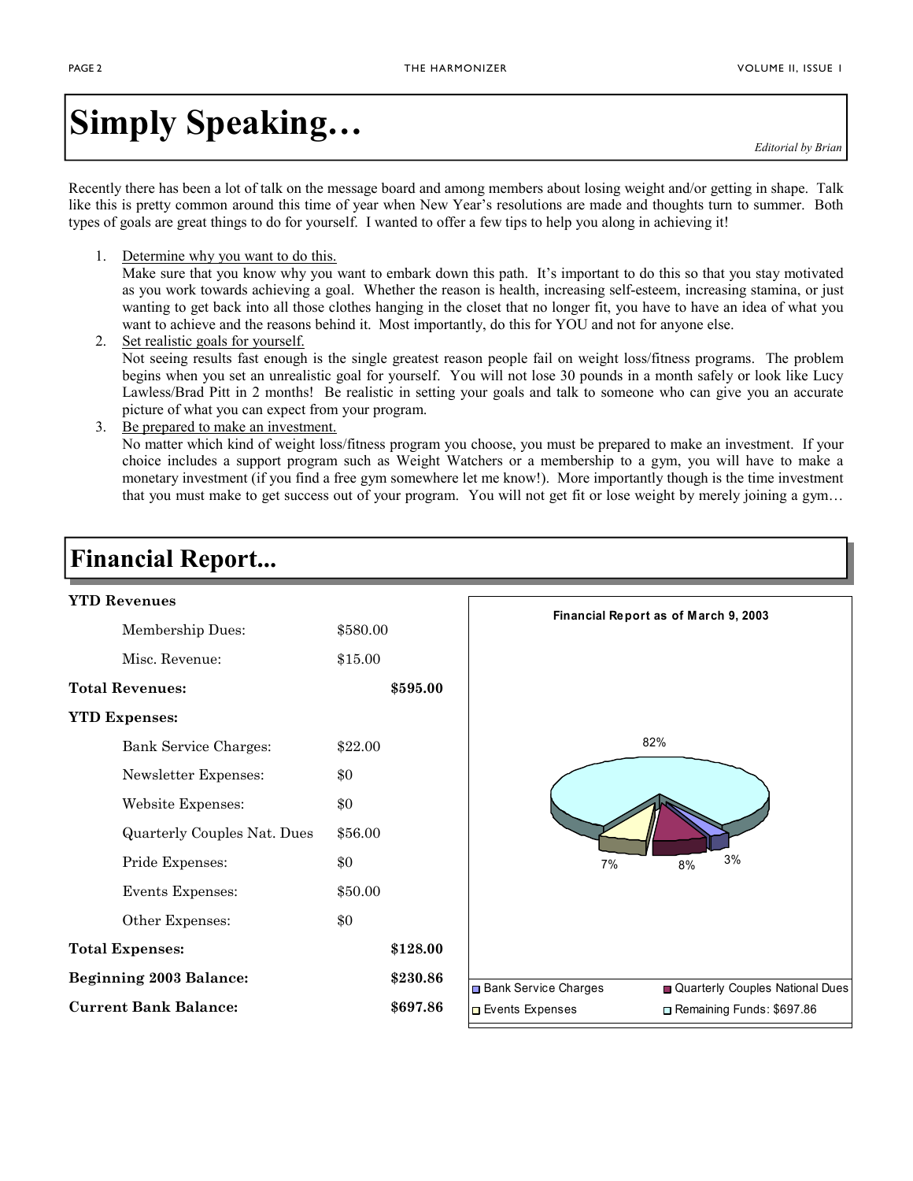# Simply Speaking…

*Editorial by Brian*

Recently there has been a lot of talk on the message board and among members about losing weight and/or getting in shape. Talk like this is pretty common around this time of year when New Year's resolutions are made and thoughts turn to summer. Both types of goals are great things to do for yourself. I wanted to offer a few tips to help you along in achieving it!

1. Determine why you want to do this.
   Make sure that you know why you want to embark down this path. It's important to do this so that you stay motivated as you work towards achieving a goal. Whether the reason is health, increasing self-esteem, increasing stamina, or just wanting to get back into all those clothes hanging in the closet that no longer fit, you have to have an idea of what you want to achieve and the reasons behind it. Most importantly, do this for YOU and not for anyone else.
2. Set realistic goals for yourself.
   Not seeing results fast enough is the single greatest reason people fail on weight loss/fitness programs. The problem begins when you set an unrealistic goal for yourself. You will not lose 30 pounds in a month safely or look like Lucy Lawless/Brad Pitt in 2 months! Be realistic in setting your goals and talk to someone who can give you an accurate picture of what you can expect from your program.
3. Be prepared to make an investment.
   No matter which kind of weight loss/fitness program you choose, you must be prepared to make an investment. If your choice includes a support program such as Weight Watchers or a membership to a gym, you will have to make a monetary investment (if you find a free gym somewhere let me know!). More importantly though is the time investment that you must make to get success out of your program. You will not get fit or lose weight by merely joining a gym…

# Financial Report...

| | | |
|---|---|---|
| **YTD Revenues** | | |
| Membership Dues: | $580.00 | |
| Misc. Revenue: | $15.00 | |
| **Total Revenues:** | | **$595.00** |
| **YTD Expenses:** | | |
| Bank Service Charges: | $22.00 | |
| Newsletter Expenses: | $0 | |
| Website Expenses: | $0 | |
| Quarterly Couples Nat. Dues | $56.00 | |
| Pride Expenses: | $0 | |
| Events Expenses: | $50.00 | |
| Other Expenses: | $0 | |
| **Total Expenses:** | | **$128.00** |
| **Beginning 2003 Balance:** | | **$230.86** |
| **Current Bank Balance:** | | **$697.86** |

**Financial Report as of March 9, 2003**

| Category | Percentage |
|---|---|
| Remaining Funds: $697.86 | 82% |
| Quarterly Couples National Dues | 8% |
| Events Expenses | 7% |
| Bank Service Charges | 3% |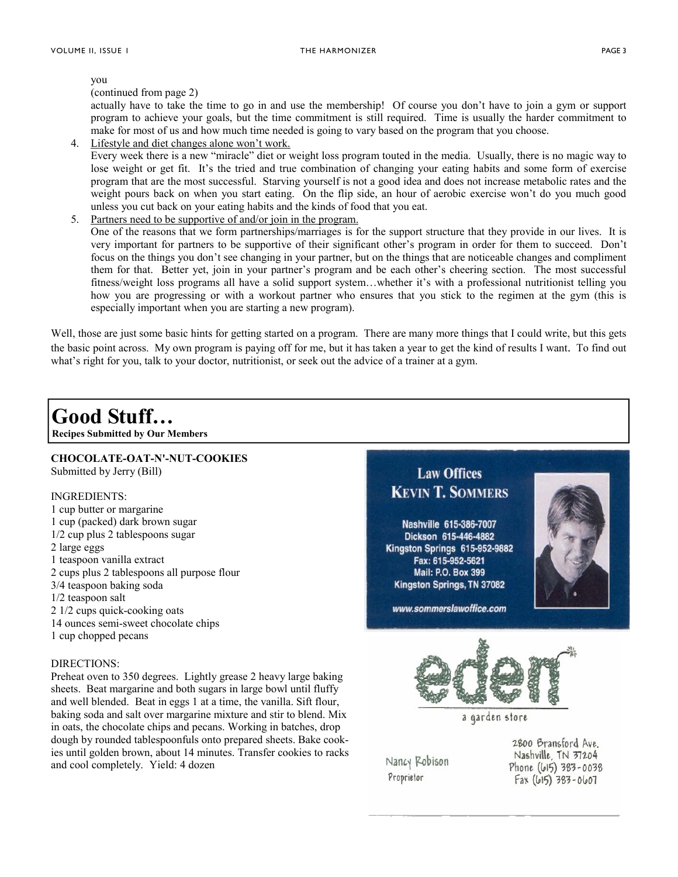you

(continued from page 2)

actually have to take the time to go in and use the membership! Of course you don't have to join a gym or support program to achieve your goals, but the time commitment is still required. Time is usually the harder commitment to make for most of us and how much time needed is going to vary based on the program that you choose.

4. Lifestyle and diet changes alone won't work.
   Every week there is a new "miracle" diet or weight loss program touted in the media. Usually, there is no magic way to lose weight or get fit. It's the tried and true combination of changing your eating habits and some form of exercise program that are the most successful. Starving yourself is not a good idea and does not increase metabolic rates and the weight pours back on when you start eating. On the flip side, an hour of aerobic exercise won't do you much good unless you cut back on your eating habits and the kinds of food that you eat.
5. Partners need to be supportive of and/or join in the program.
   One of the reasons that we form partnerships/marriages is for the support structure that they provide in our lives. It is very important for partners to be supportive of their significant other's program in order for them to succeed. Don't focus on the things you don't see changing in your partner, but on the things that are noticeable changes and compliment them for that. Better yet, join in your partner's program and be each other's cheering section. The most successful fitness/weight loss programs all have a solid support system…whether it's with a professional nutritionist telling you how you are progressing or with a workout partner who ensures that you stick to the regimen at the gym (this is especially important when you are starting a new program).

Well, those are just some basic hints for getting started on a program. There are many more things that I could write, but this gets the basic point across. My own program is paying off for me, but it has taken a year to get the kind of results I want. To find out what's right for you, talk to your doctor, nutritionist, or seek out the advice of a trainer at a gym.

# Good Stuff…

**Recipes Submitted by Our Members**

**CHOCOLATE-OAT-N'-NUT-COOKIES**
Submitted by Jerry (Bill)

INGREDIENTS:
1 cup butter or margarine
1 cup (packed) dark brown sugar
1/2 cup plus 2 tablespoons sugar
2 large eggs
1 teaspoon vanilla extract
2 cups plus 2 tablespoons all purpose flour
3/4 teaspoon baking soda
1/2 teaspoon salt
2 1/2 cups quick-cooking oats
14 ounces semi-sweet chocolate chips
1 cup chopped pecans

DIRECTIONS:
Preheat oven to 350 degrees. Lightly grease 2 heavy large baking sheets. Beat margarine and both sugars in large bowl until fluffy and well blended. Beat in eggs 1 at a time, the vanilla. Sift flour, baking soda and salt over margarine mixture and stir to blend. Mix in oats, the chocolate chips and pecans. Working in batches, drop dough by rounded tablespoonfuls onto prepared sheets. Bake cookies until golden brown, about 14 minutes. Transfer cookies to racks and cool completely. Yield: 4 dozen

**Law Offices**
**KEVIN T. SOMMERS**

Nashville 615-386-7007
Dickson 615-446-4882
Kingston Springs 615-952-9882
Fax: 615-952-5621
Mail: P.O. Box 399
Kingston Springs, TN 37082

www.sommerslawoffice.com

eden
a garden store

Nancy Robison
Proprietor

2800 Bransford Ave.
Nashville, TN 37204
Phone (615) 383-0038
Fax (615) 383-0607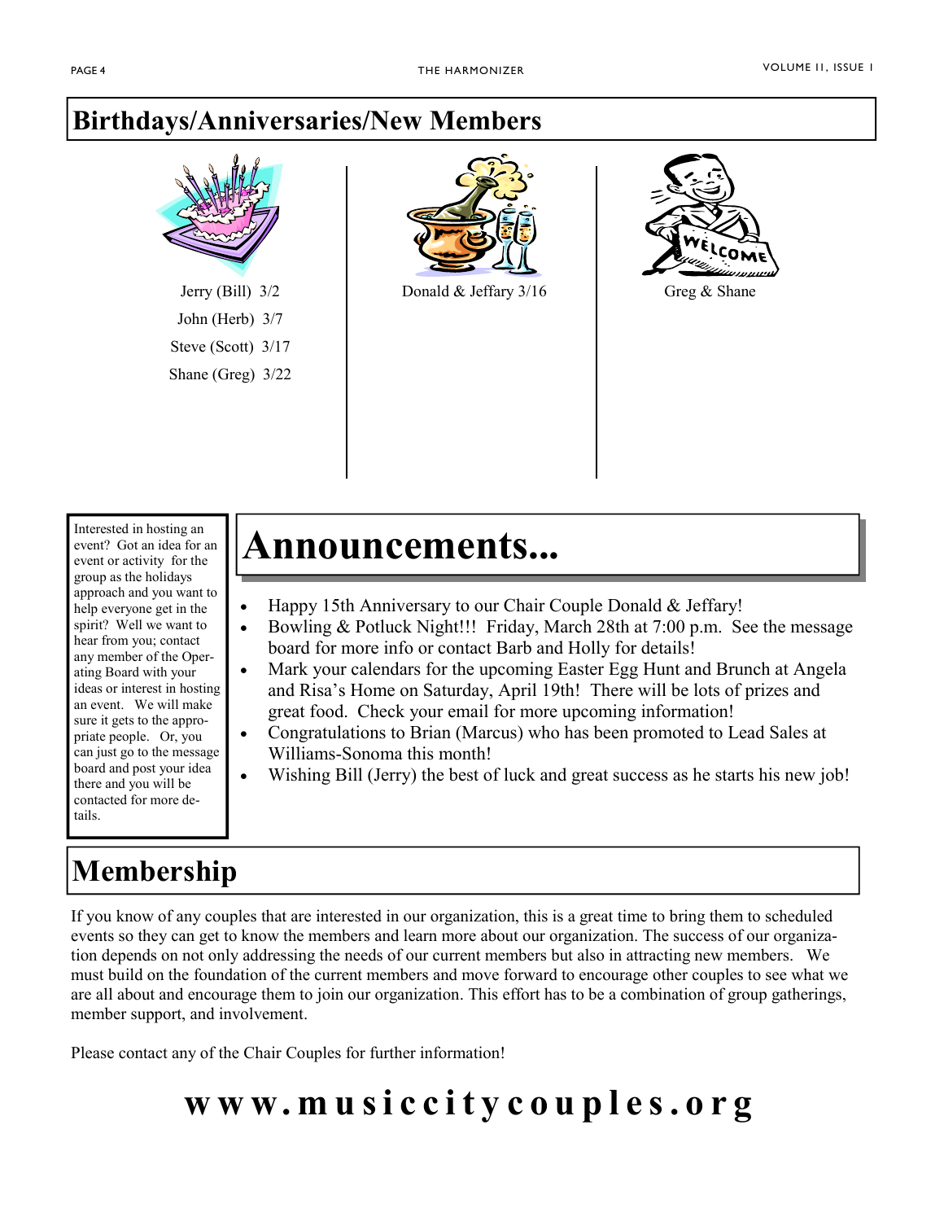## Birthdays/Anniversaries/New Members

Jerry (Bill) 3/2
John (Herb) 3/7
Steve (Scott) 3/17
Shane (Greg) 3/22

Donald & Jeffary 3/16

Greg & Shane

Interested in hosting an event? Got an idea for an event or activity for the group as the holidays approach and you want to help everyone get in the spirit? Well we want to hear from you; contact any member of the Operating Board with your ideas or interest in hosting an event. We will make sure it gets to the appropriate people. Or, you can just go to the message board and post your idea there and you will be contacted for more details.

# Announcements...

- Happy 15th Anniversary to our Chair Couple Donald & Jeffary!
- Bowling & Potluck Night!!! Friday, March 28th at 7:00 p.m. See the message board for more info or contact Barb and Holly for details!
- Mark your calendars for the upcoming Easter Egg Hunt and Brunch at Angela and Risa's Home on Saturday, April 19th! There will be lots of prizes and great food. Check your email for more upcoming information!
- Congratulations to Brian (Marcus) who has been promoted to Lead Sales at Williams-Sonoma this month!
- Wishing Bill (Jerry) the best of luck and great success as he starts his new job!

## Membership

If you know of any couples that are interested in our organization, this is a great time to bring them to scheduled events so they can get to know the members and learn more about our organization. The success of our organization depends on not only addressing the needs of our current members but also in attracting new members. We must build on the foundation of the current members and move forward to encourage other couples to see what we are all about and encourage them to join our organization. This effort has to be a combination of group gatherings, member support, and involvement.

Please contact any of the Chair Couples for further information!

**www.musiccitycouples.org**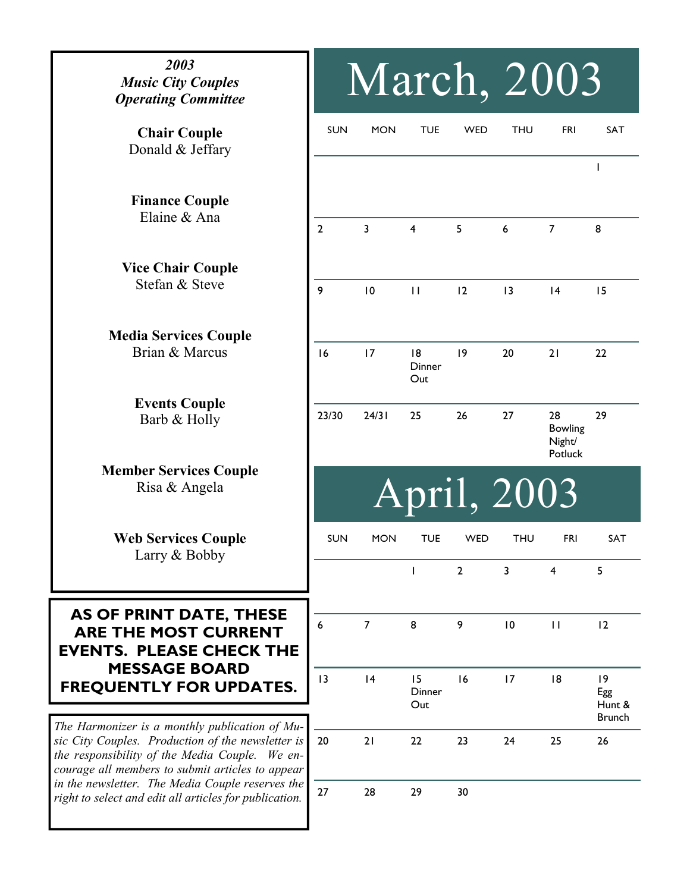***2003***
***Music City Couples***
***Operating Committee***

**Chair Couple**
Donald & Jeffary

**Finance Couple**
Elaine & Ana

**Vice Chair Couple**
Stefan & Steve

**Media Services Couple**
Brian & Marcus

**Events Couple**
Barb & Holly

**Member Services Couple**
Risa & Angela

**Web Services Couple**
Larry & Bobby

**AS OF PRINT DATE, THESE ARE THE MOST CURRENT EVENTS. PLEASE CHECK THE MESSAGE BOARD FREQUENTLY FOR UPDATES.**

*The Harmonizer is a monthly publication of Music City Couples. Production of the newsletter is the responsibility of the Media Couple. We encourage all members to submit articles to appear in the newsletter. The Media Couple reserves the right to select and edit all articles for publication.*

# March, 2003

| SUN | MON | TUE | WED | THU | FRI | SAT |
|---|---|---|---|---|---|---|
| | | | | | | 1 |
| 2 | 3 | 4 | 5 | 6 | 7 | 8 |
| 9 | 10 | 11 | 12 | 13 | 14 | 15 |
| 16 | 17 | 18 Dinner Out | 19 | 20 | 21 | 22 |
| 23/30 | 24/31 | 25 | 26 | 27 | 28 Bowling Night/ Potluck | 29 |

# April, 2003

| SUN | MON | TUE | WED | THU | FRI | SAT |
|---|---|---|---|---|---|---|
| | | 1 | 2 | 3 | 4 | 5 |
| 6 | 7 | 8 | 9 | 10 | 11 | 12 |
| 13 | 14 | 15 Dinner Out | 16 | 17 | 18 | 19 Egg Hunt & Brunch |
| 20 | 21 | 22 | 23 | 24 | 25 | 26 |
| 27 | 28 | 29 | 30 | | | |